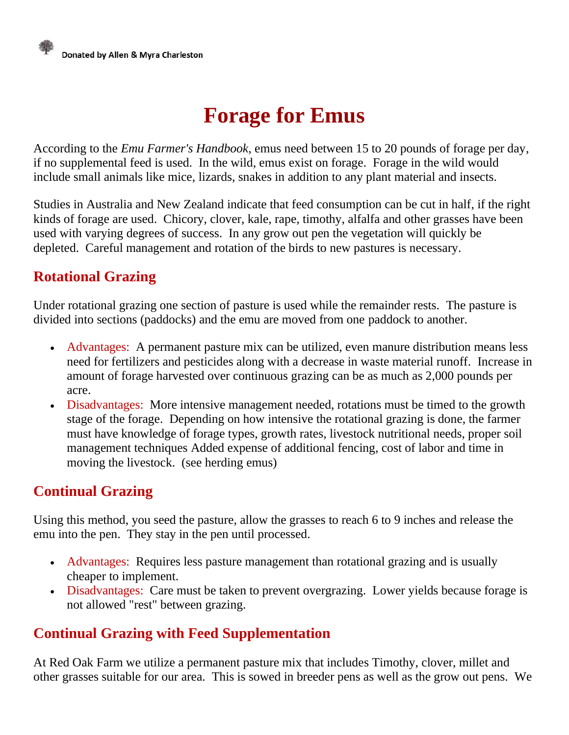Donated by Allen & Myra Charleston

# Forage for Emus

According to the *Emu Farmer's Handbook*, emus need between 15 to 20 pounds of forage per day, if no supplemental feed is used. In the wild, emus exist on forage. Forage in the wild would include small animals like mice, lizards, snakes in addition to any plant material and insects.

Studies in Australia and New Zealand indicate that feed consumption can be cut in half, if the right kinds of forage are used. Chicory, clover, kale, rape, timothy, alfalfa and other grasses have been used with varying degrees of success. In any grow out pen the vegetation will quickly be depleted. Careful management and rotation of the birds to new pastures is necessary.

## Rotational Grazing

Under rotational grazing one section of pasture is used while the remainder rests. The pasture is divided into sections (paddocks) and the emu are moved from one paddock to another.

- Advantages: A permanent pasture mix can be utilized, even manure distribution means less need for fertilizers and pesticides along with a decrease in waste material runoff. Increase in amount of forage harvested over continuous grazing can be as much as 2,000 pounds per acre.
- Disadvantages: More intensive management needed, rotations must be timed to the growth stage of the forage. Depending on how intensive the rotational grazing is done, the farmer must have knowledge of forage types, growth rates, livestock nutritional needs, proper soil management techniques Added expense of additional fencing, cost of labor and time in moving the livestock. (see herding emus)

## Continual Grazing

Using this method, you seed the pasture, allow the grasses to reach 6 to 9 inches and release the emu into the pen. They stay in the pen until processed.

- Advantages: Requires less pasture management than rotational grazing and is usually cheaper to implement.
- Disadvantages: Care must be taken to prevent overgrazing. Lower yields because forage is not allowed "rest" between grazing.

## Continual Grazing with Feed Supplementation

At Red Oak Farm we utilize a permanent pasture mix that includes Timothy, clover, millet and other grasses suitable for our area. This is sowed in breeder pens as well as the grow out pens. We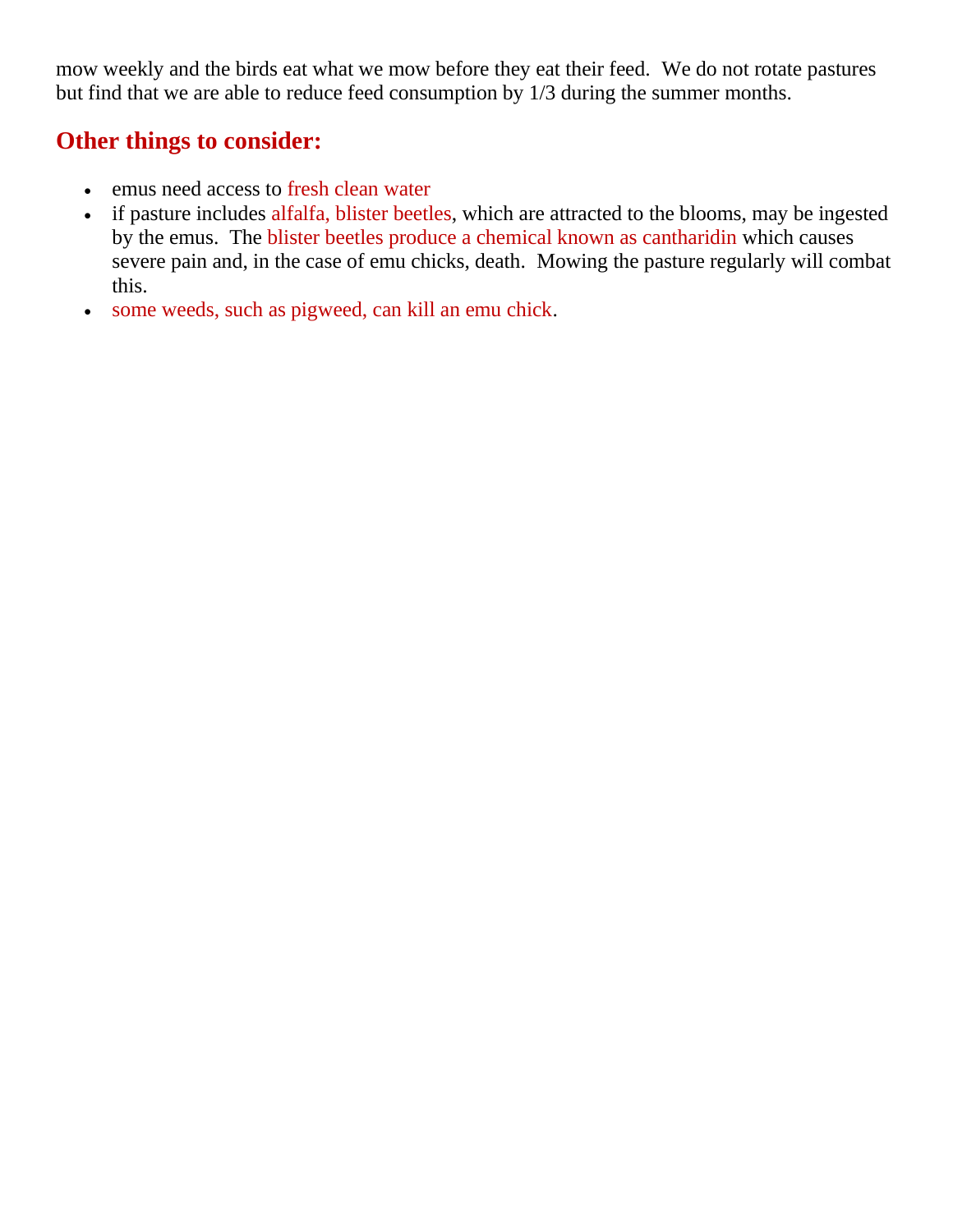mow weekly and the birds eat what we mow before they eat their feed. We do not rotate pastures but find that we are able to reduce feed consumption by 1/3 during the summer months.

## Other things to consider:

- emus need access to fresh clean water
- if pasture includes alfalfa, blister beetles, which are attracted to the blooms, may be ingested by the emus. The blister beetles produce a chemical known as cantharidin which causes severe pain and, in the case of emu chicks, death. Mowing the pasture regularly will combat this.
- some weeds, such as pigweed, can kill an emu chick.